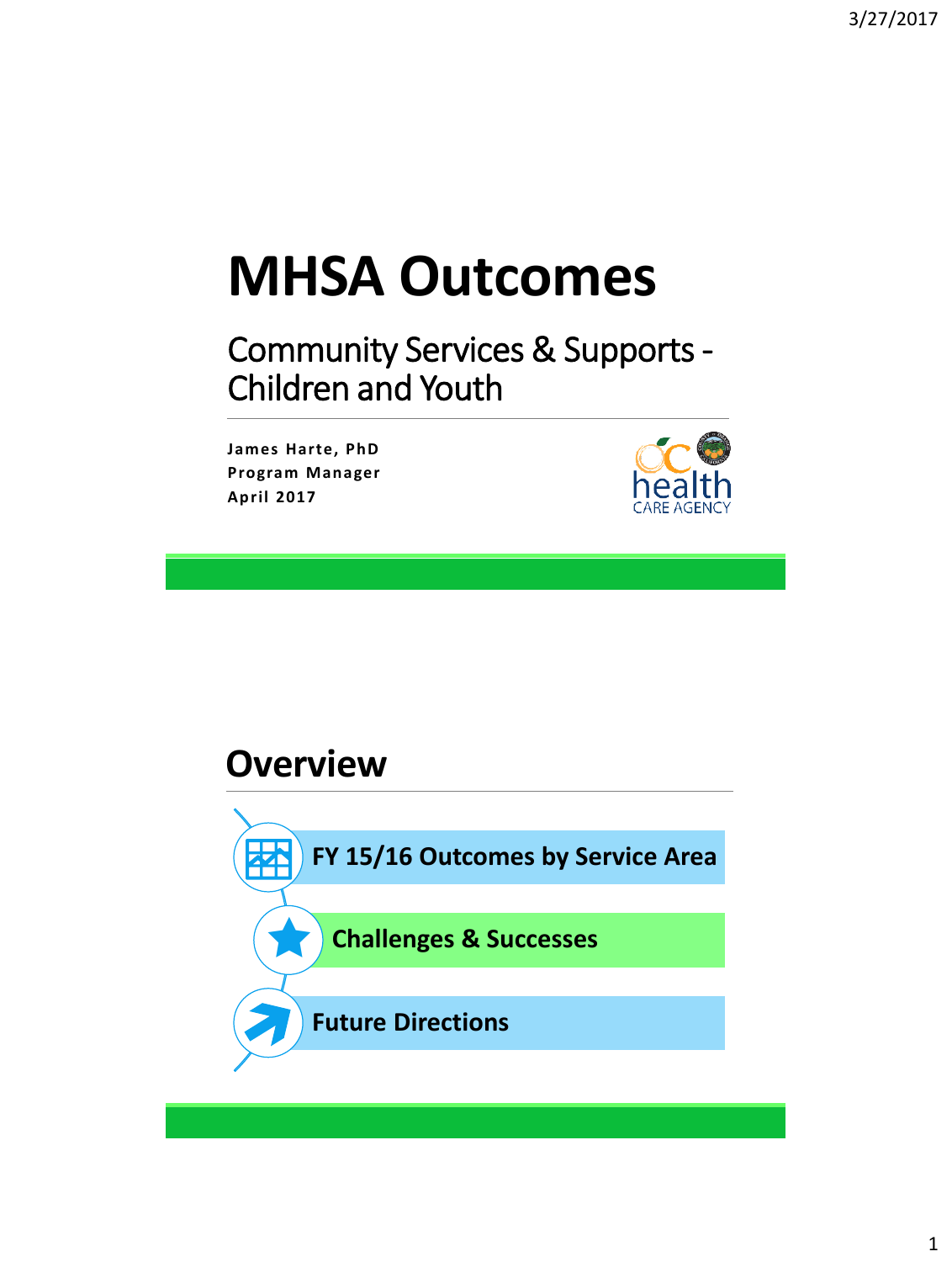# MHSA Outcomes

## Community Services & Supports - Children and Youth

**James Harte, PhD**
**Program Manager**
**April 2017**

# Overview

- **FY 15/16 Outcomes by Service Area**
- **Challenges & Successes**
- **Future Directions**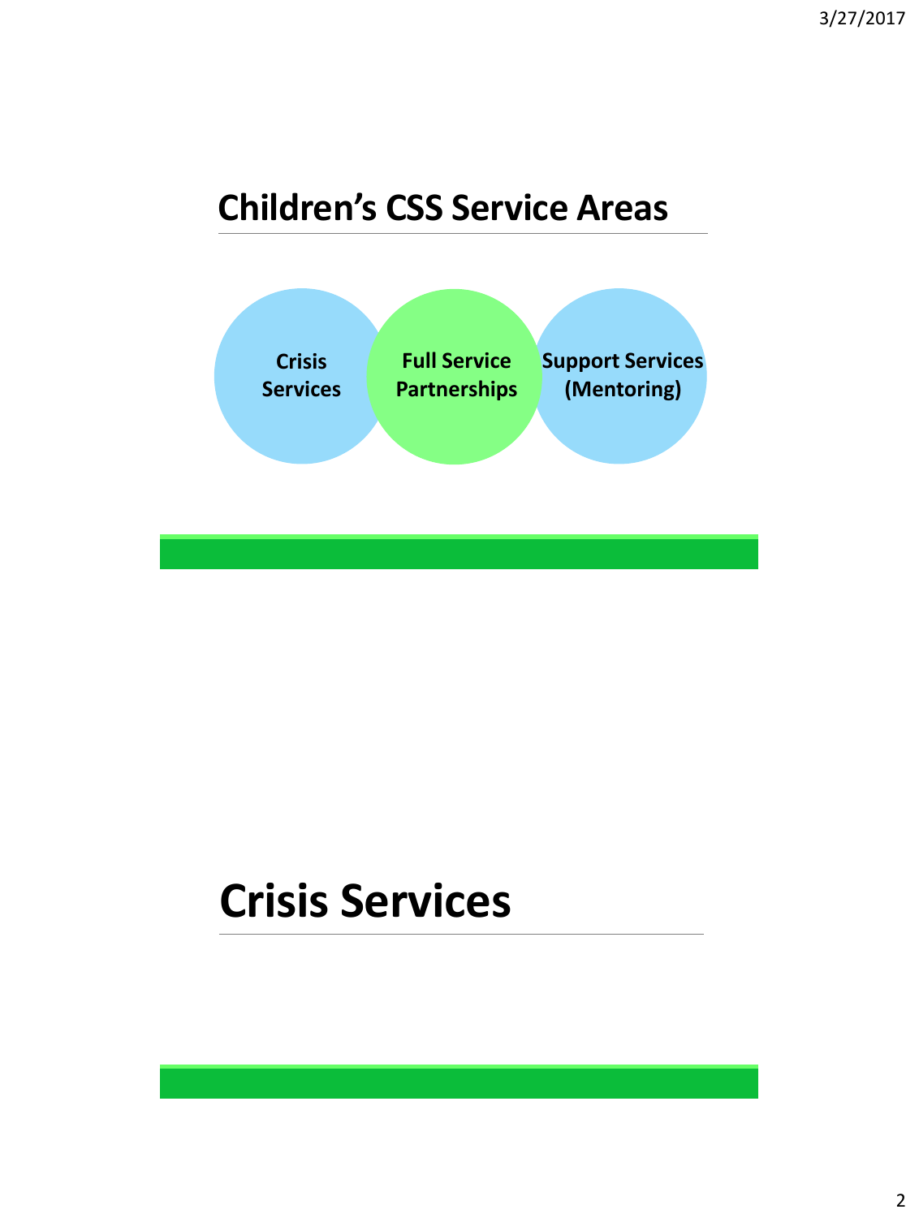## Children's CSS Service Areas

- **Crisis Services**
- **Full Service Partnerships**
- **Support Services (Mentoring)**

## Crisis Services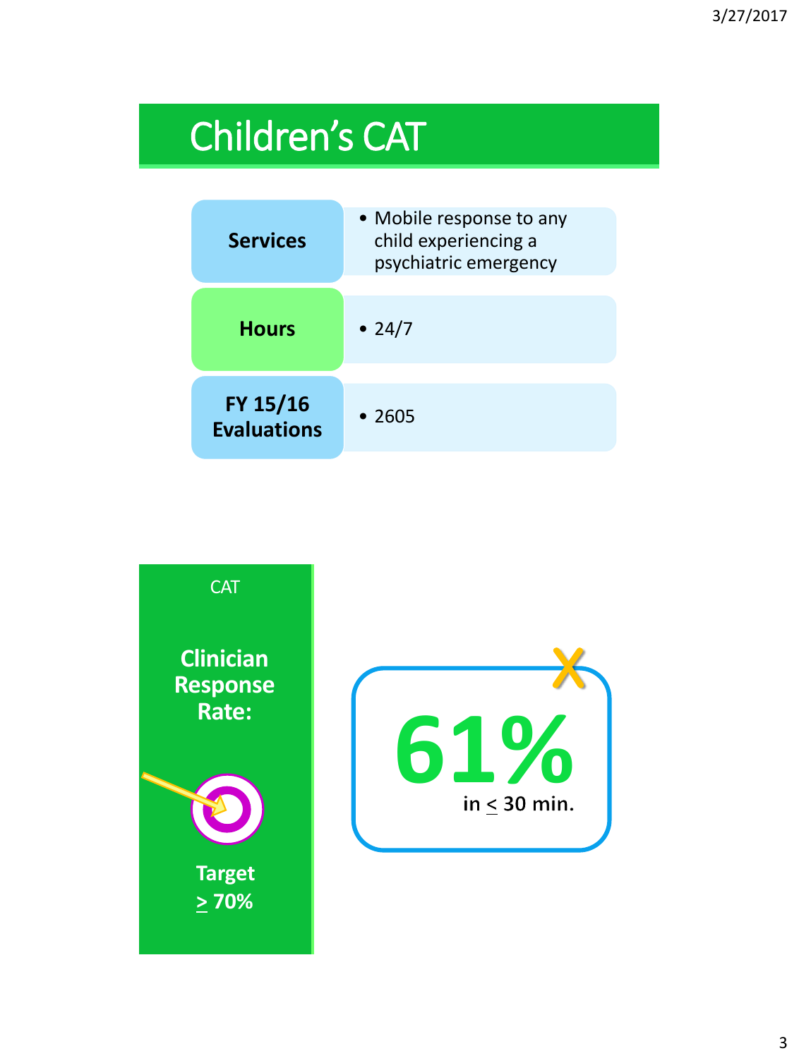# Children's CAT

| | |
|---|---|
| **Services** | • Mobile response to any child experiencing a psychiatric emergency |
| **Hours** | • 24/7 |
| **FY 15/16 Evaluations** | • 2605 |

CAT

**Clinician Response Rate:**

**Target ≥ 70%**

X

**61%**

in ≤ 30 min.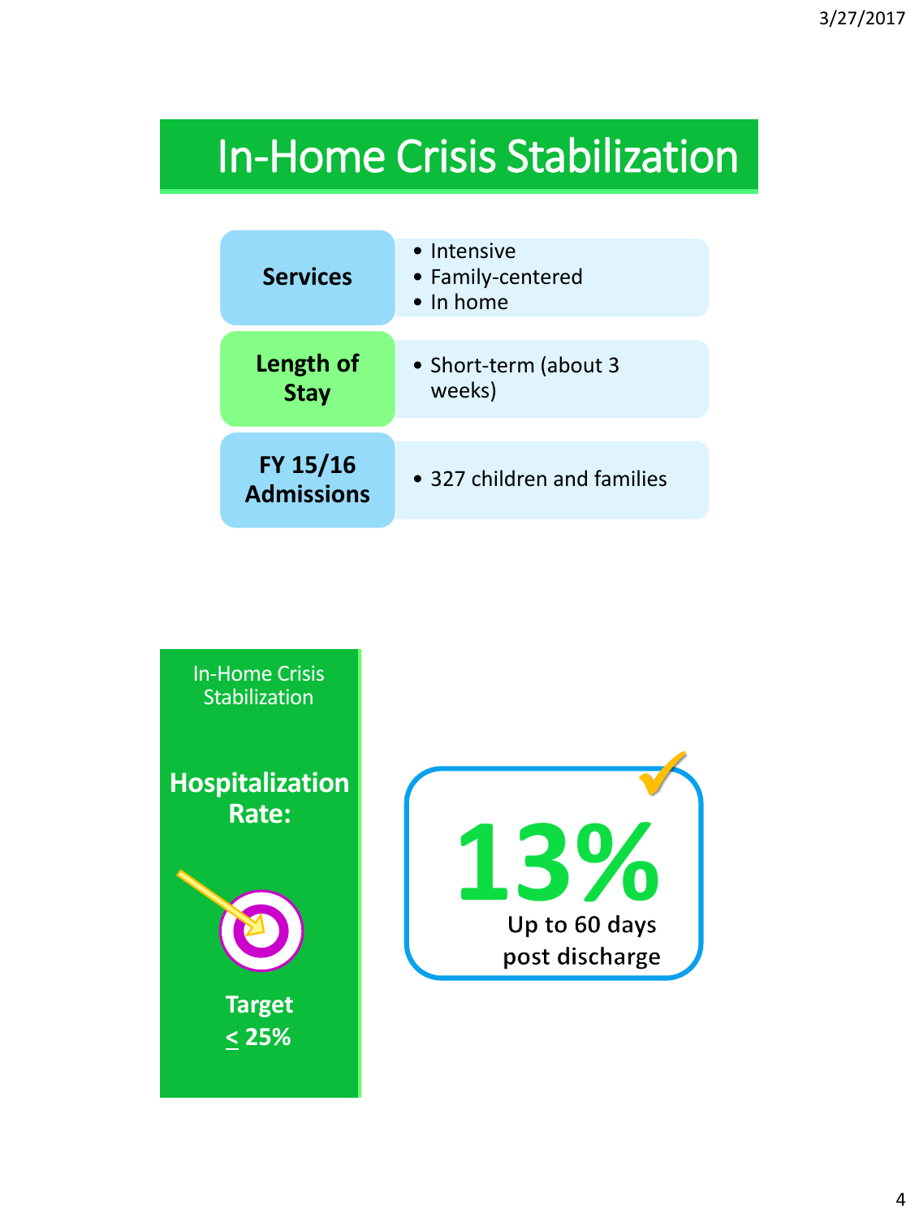# In-Home Crisis Stabilization

| | |
|---|---|
| **Services** | • Intensive<br>• Family-centered<br>• In home |
| **Length of Stay** | • Short-term (about 3 weeks) |
| **FY 15/16 Admissions** | • 327 children and families |

## In-Home Crisis Stabilization

**Hospitalization Rate:**

**Target ≤ 25%**

**13%**

**Up to 60 days post discharge**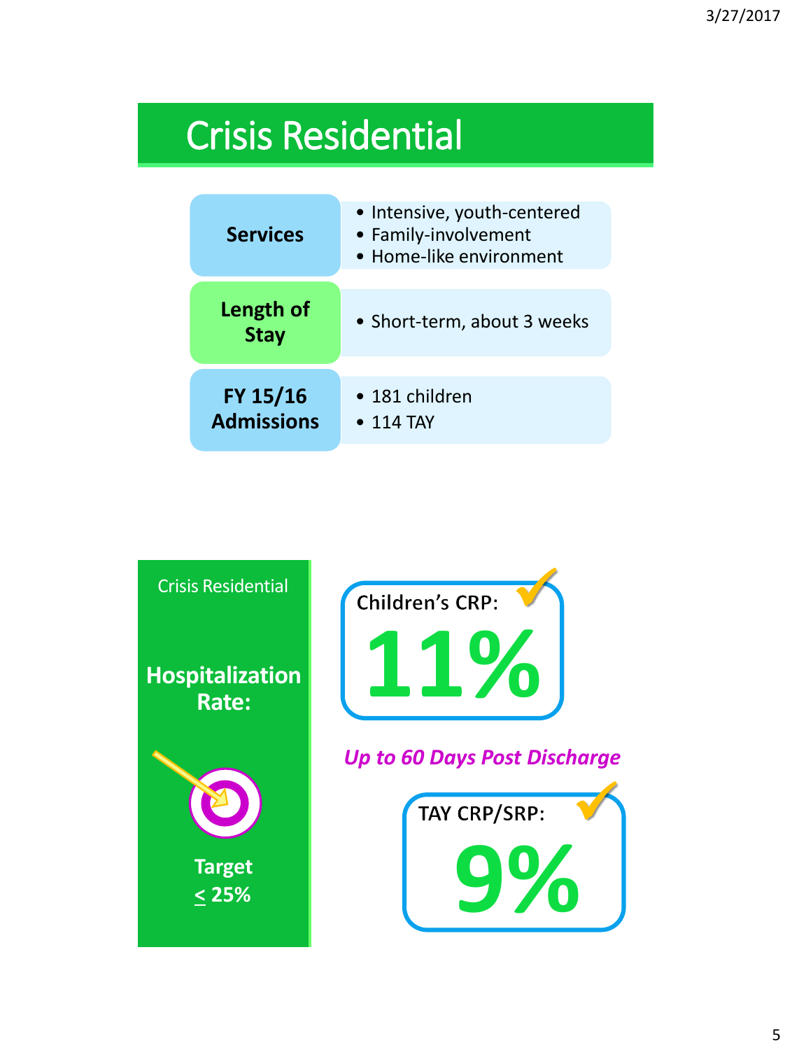# Crisis Residential

| | |
|---|---|
| **Services** | • Intensive, youth-centered<br>• Family-involvement<br>• Home-like environment |
| **Length of Stay** | • Short-term, about 3 weeks |
| **FY 15/16 Admissions** | • 181 children<br>• 114 TAY |

## Crisis Residential

**Hospitalization Rate:**

**Target ≤ 25%**

Children's CRP: **11%**

*Up to 60 Days Post Discharge*

TAY CRP/SRP: **9%**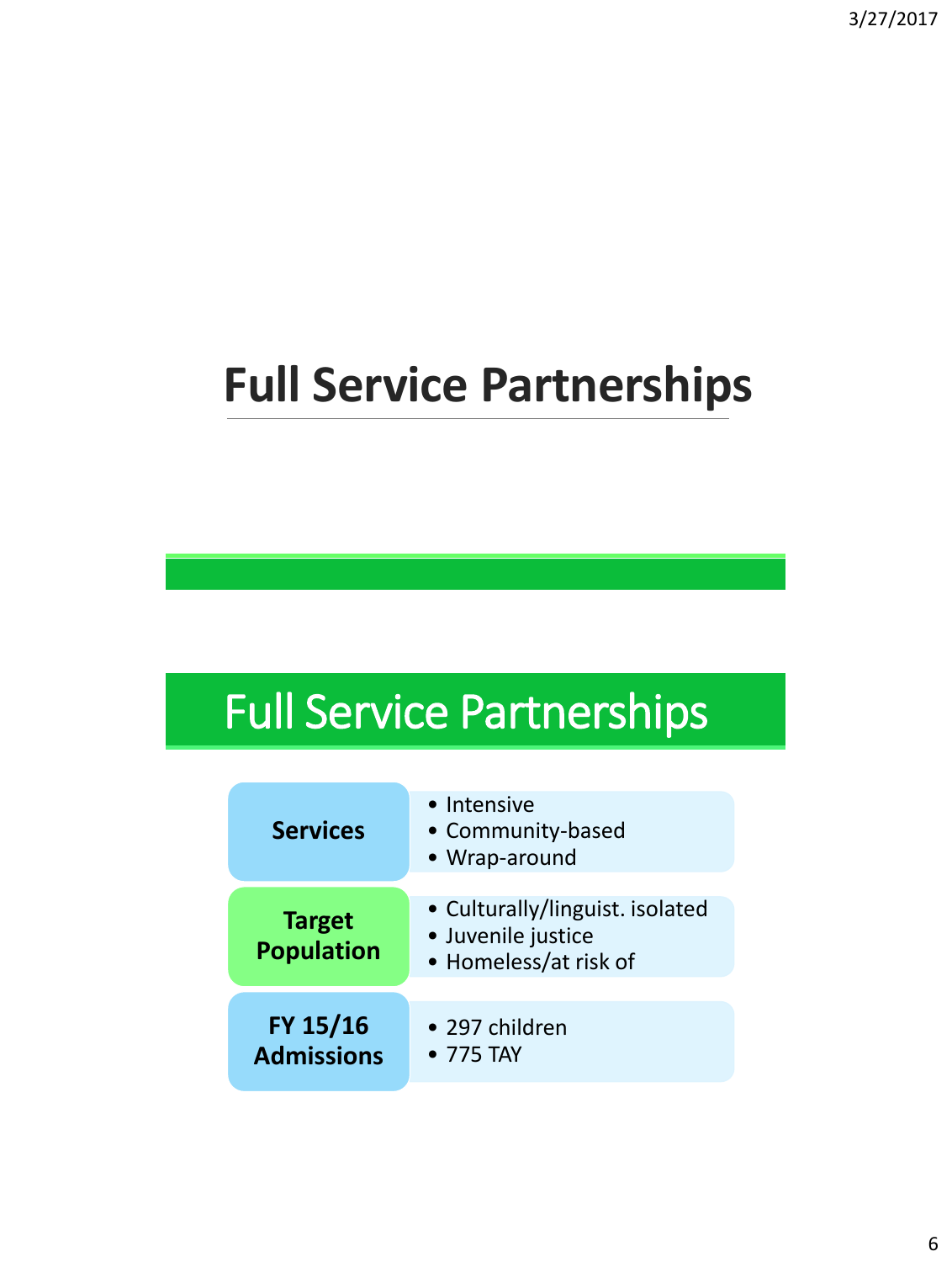# Full Service Partnerships

## Full Service Partnerships

| | |
|---|---|
| **Services** | • Intensive<br>• Community-based<br>• Wrap-around |
| **Target Population** | • Culturally/linguist. isolated<br>• Juvenile justice<br>• Homeless/at risk of |
| **FY 15/16 Admissions** | • 297 children<br>• 775 TAY |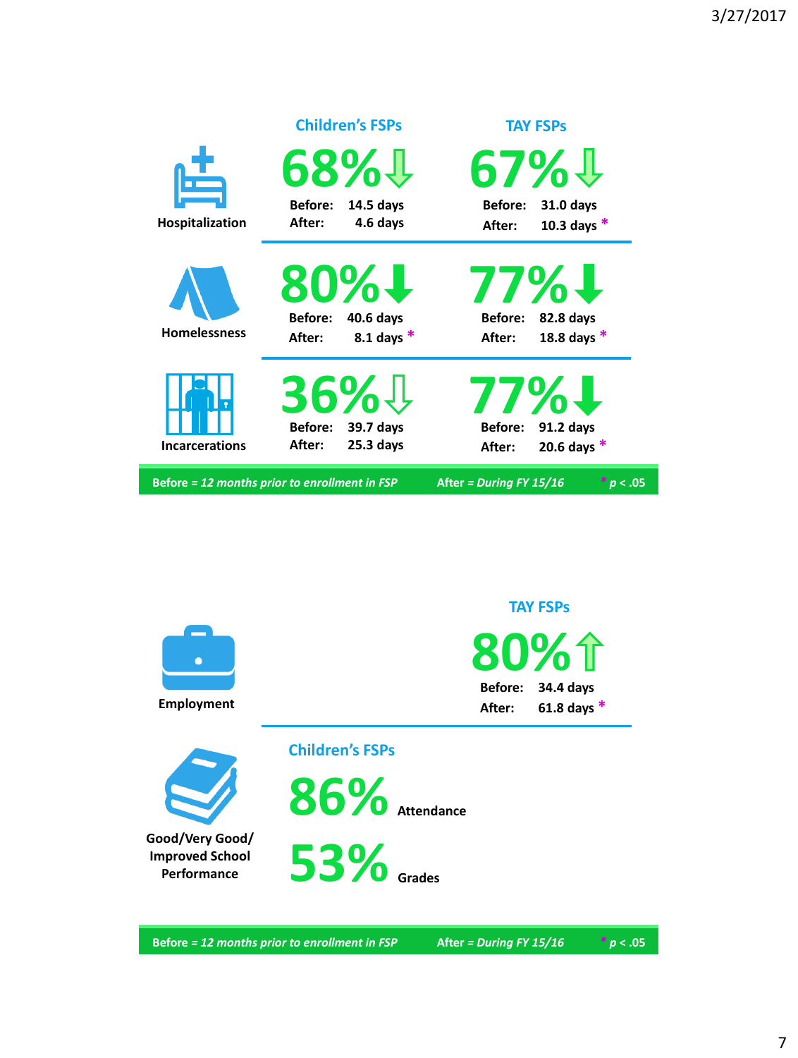| | Children's FSPs | TAY FSPs |
|---|---|---|
| **Hospitalization** | **68%** ↓ Before: 14.5 days After: 4.6 days | **67%** ↓ Before: 31.0 days After: 10.3 days * |
| **Homelessness** | **80%** ↓ Before: 40.6 days After: 8.1 days * | **77%** ↓ Before: 82.8 days After: 18.8 days * |
| **Incarcerations** | **36%** ↓ Before: 39.7 days After: 25.3 days | **77%** ↓ Before: 91.2 days After: 20.6 days * |

*Before = 12 months prior to enrollment in FSP* *After = During FY 15/16* * $p < .05$

| | TAY FSPs |
|---|---|
| **Employment** | **80%** ↑ Before: 34.4 days After: 61.8 days * |

**Good/Very Good/ Improved School Performance**

Children's FSPs

**86%** Attendance

**53%** Grades

*Before = 12 months prior to enrollment in FSP* *After = During FY 15/16* * $p < .05$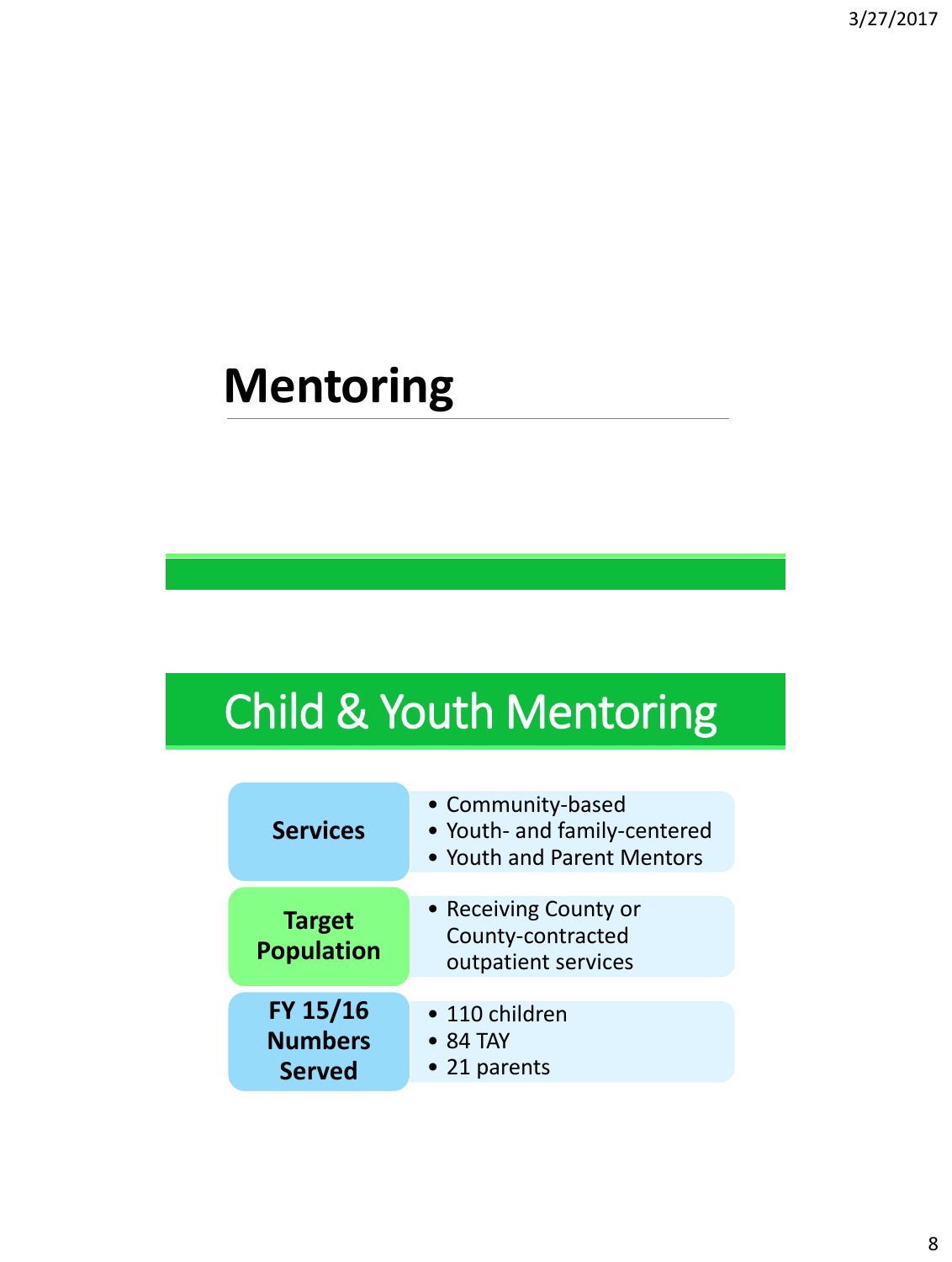# Mentoring

## Child & Youth Mentoring

| | |
|---|---|
| **Services** | • Community-based<br>• Youth- and family-centered<br>• Youth and Parent Mentors |
| **Target Population** | • Receiving County or County-contracted outpatient services |
| **FY 15/16 Numbers Served** | • 110 children<br>• 84 TAY<br>• 21 parents |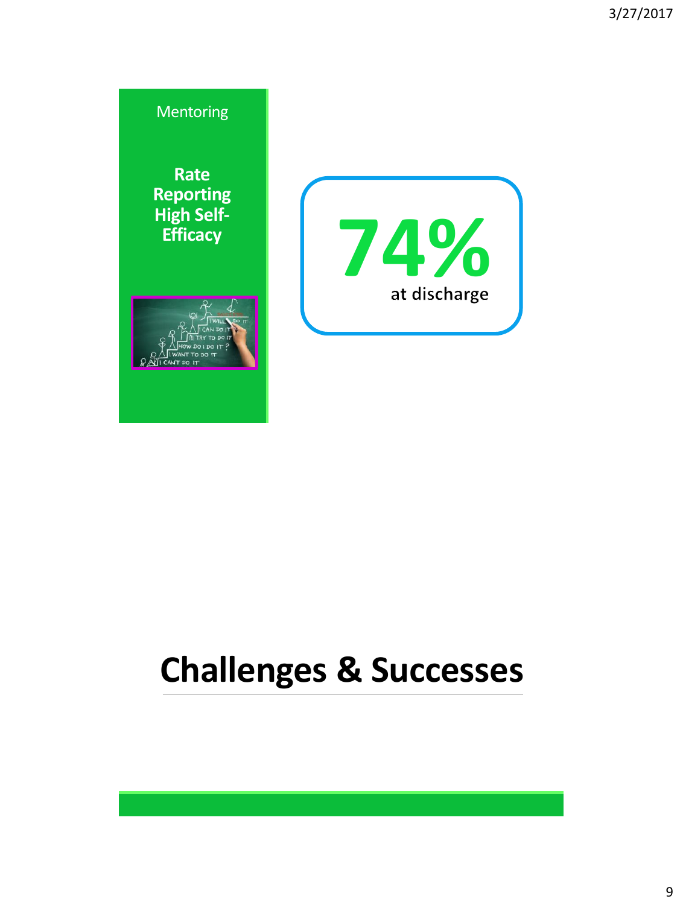Mentoring

**Rate Reporting High Self-Efficacy**

**74%**

at discharge

# Challenges & Successes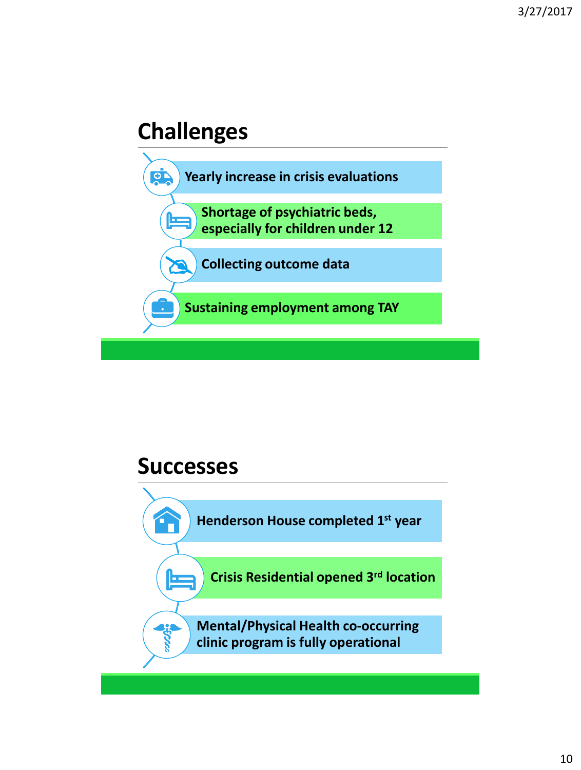## Challenges

- Yearly increase in crisis evaluations
- Shortage of psychiatric beds, especially for children under 12
- Collecting outcome data
- Sustaining employment among TAY

## Successes

- Henderson House completed 1st year
- Crisis Residential opened 3rd location
- Mental/Physical Health co-occurring clinic program is fully operational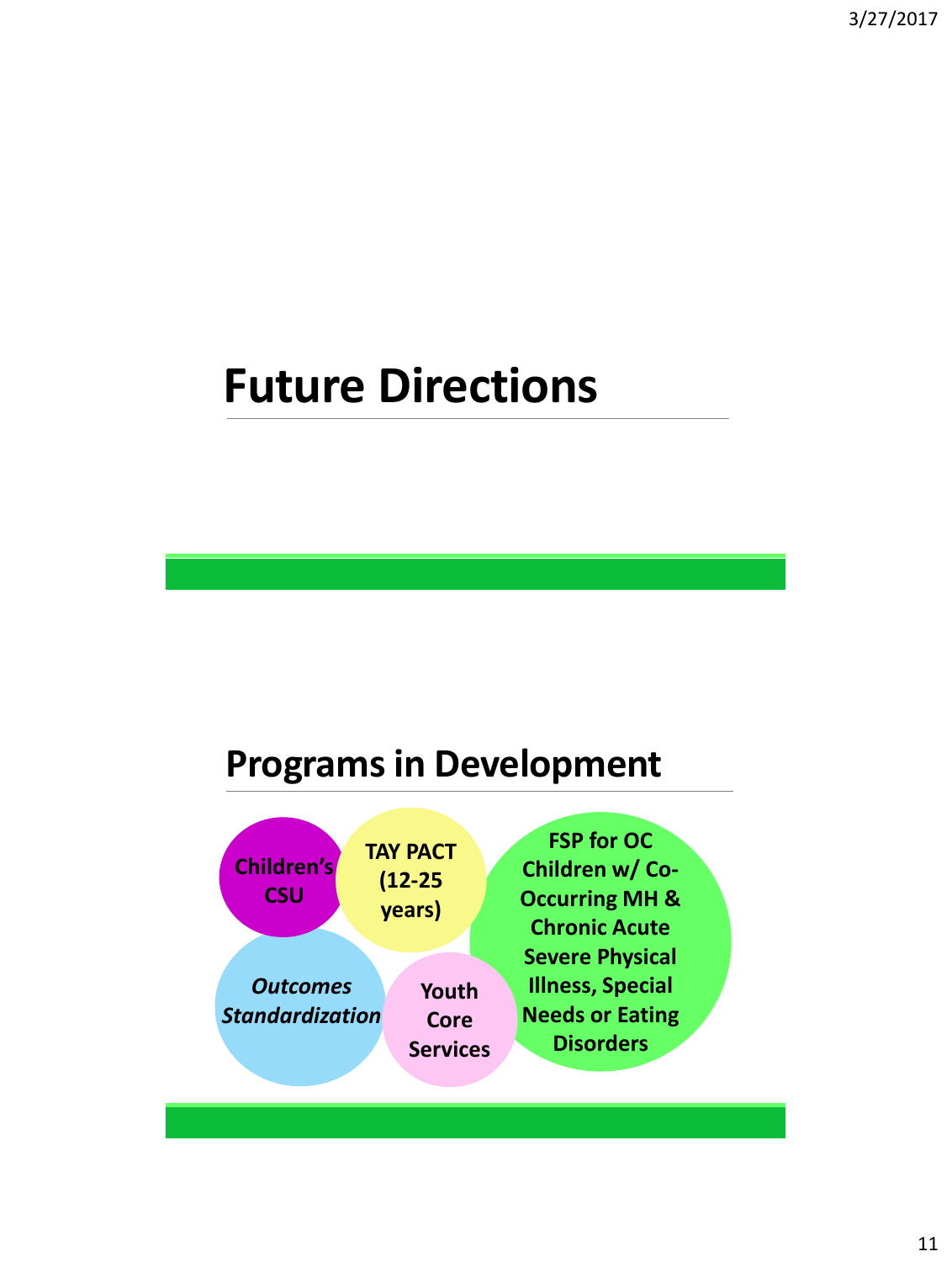# Future Directions

## Programs in Development

- Children's CSU
- TAY PACT (12-25 years)
- FSP for OC Children w/ Co-Occurring MH & Chronic Acute Severe Physical Illness, Special Needs or Eating Disorders
- *Outcomes Standardization*
- Youth Core Services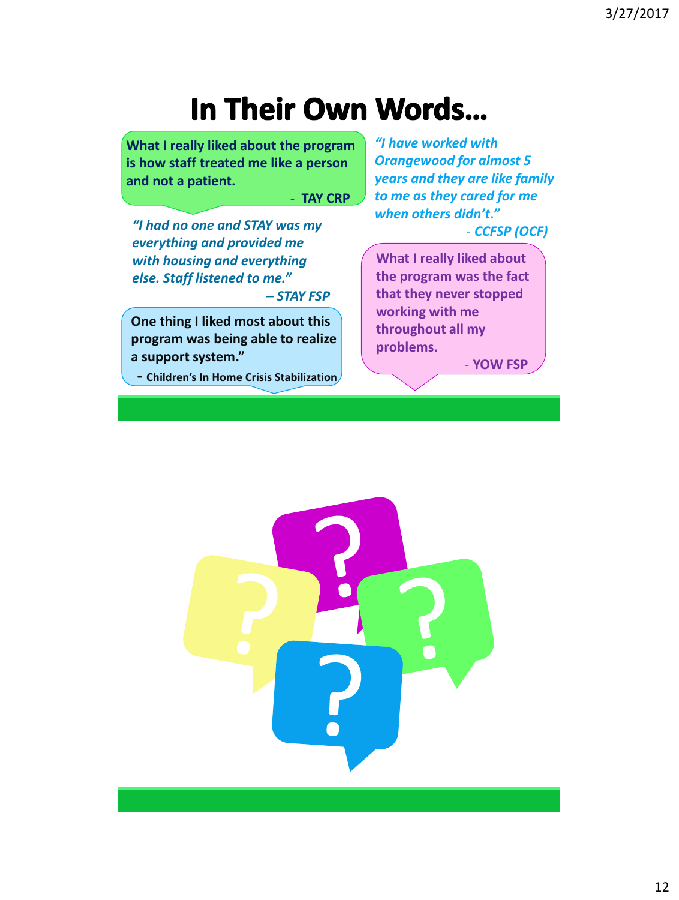# In Their Own Words…

**What I really liked about the program is how staff treated me like a person and not a patient.**

**- TAY CRP**

*"I had no one and STAY was my everything and provided me with housing and everything else. Staff listened to me."*

***– STAY FSP***

**One thing I liked most about this program was being able to realize a support system."**

**- Children's In Home Crisis Stabilization**

*"I have worked with Orangewood for almost 5 years and they are like family to me as they cared for me when others didn't."*

*- CCFSP (OCF)*

**What I really liked about the program was the fact that they never stopped working with me throughout all my problems.**

**- YOW FSP**